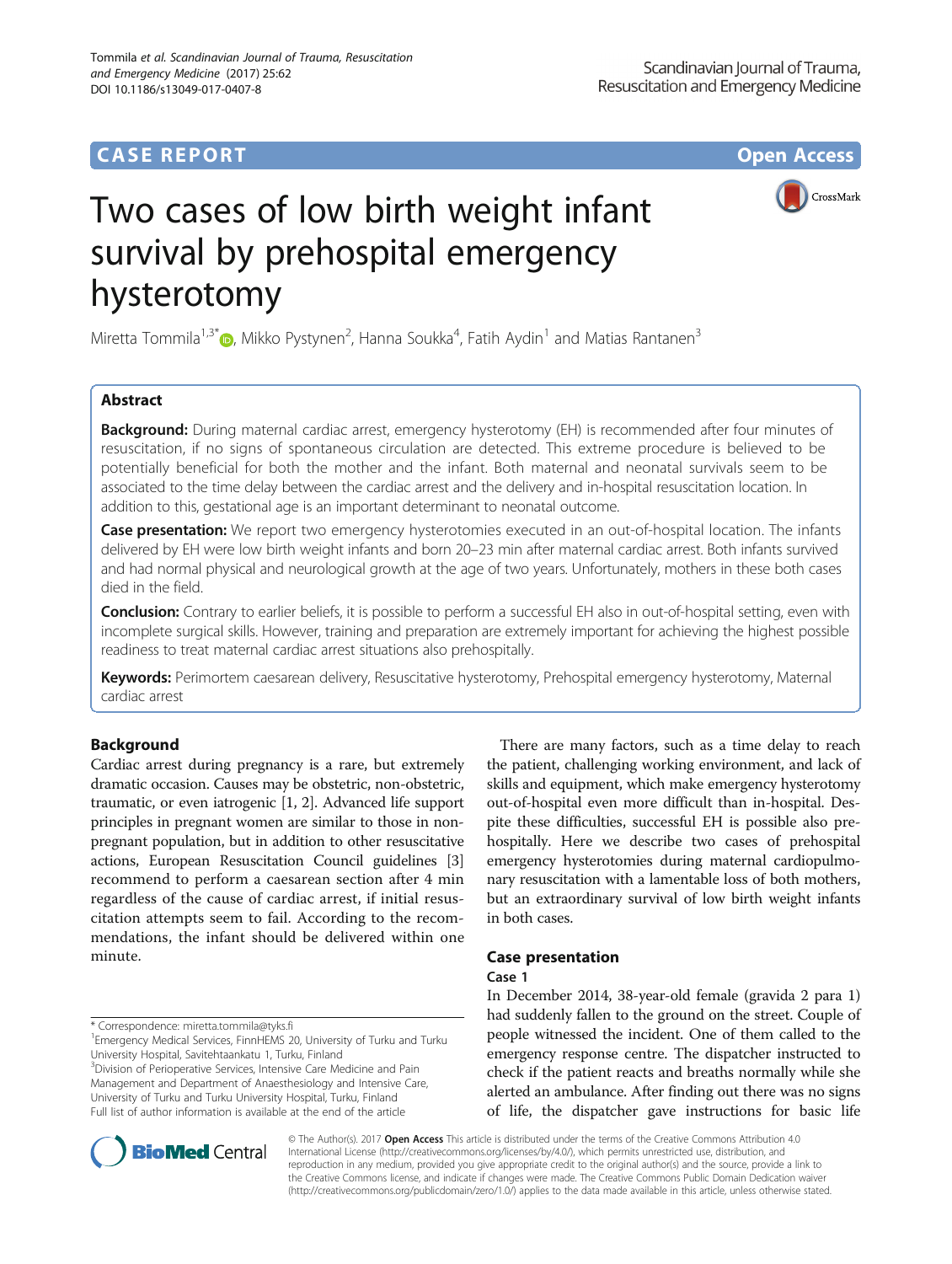CASE REPORT | Open Access

# Two cases of low birth weight infant survival by prehospital emergency hysterotomy

Miretta Tommila[1,3*], Mikko Pystynen[2], Hanna Soukka[4], Fatih Aydin[1] and Matias Rantanen[3]

## Abstract

**Background:** During maternal cardiac arrest, emergency hysterotomy (EH) is recommended after four minutes of resuscitation, if no signs of spontaneous circulation are detected. This extreme procedure is believed to be potentially beneficial for both the mother and the infant. Both maternal and neonatal survivals seem to be associated to the time delay between the cardiac arrest and the delivery and in-hospital resuscitation location. In addition to this, gestational age is an important determinant to neonatal outcome.

**Case presentation:** We report two emergency hysterotomies executed in an out-of-hospital location. The infants delivered by EH were low birth weight infants and born 20–23 min after maternal cardiac arrest. Both infants survived and had normal physical and neurological growth at the age of two years. Unfortunately, mothers in these both cases died in the field.

**Conclusion:** Contrary to earlier beliefs, it is possible to perform a successful EH also in out-of-hospital setting, even with incomplete surgical skills. However, training and preparation are extremely important for achieving the highest possible readiness to treat maternal cardiac arrest situations also prehospitally.

**Keywords:** Perimortem caesarean delivery, Resuscitative hysterotomy, Prehospital emergency hysterotomy, Maternal cardiac arrest

## Background

Cardiac arrest during pregnancy is a rare, but extremely dramatic occasion. Causes may be obstetric, non-obstetric, traumatic, or even iatrogenic [1, 2]. Advanced life support principles in pregnant women are similar to those in non-pregnant population, but in addition to other resuscitative actions, European Resuscitation Council guidelines [3] recommend to perform a caesarean section after 4 min regardless of the cause of cardiac arrest, if initial resuscitation attempts seem to fail. According to the recommendations, the infant should be delivered within one minute.

There are many factors, such as a time delay to reach the patient, challenging working environment, and lack of skills and equipment, which make emergency hysterotomy out-of-hospital even more difficult than in-hospital. Despite these difficulties, successful EH is possible also prehospitally. Here we describe two cases of prehospital emergency hysterotomies during maternal cardiopulmonary resuscitation with a lamentable loss of both mothers, but an extraordinary survival of low birth weight infants in both cases.

## Case presentation

### Case 1

In December 2014, 38-year-old female (gravida 2 para 1) had suddenly fallen to the ground on the street. Couple of people witnessed the incident. One of them called to the emergency response centre. The dispatcher instructed to check if the patient reacts and breaths normally while she alerted an ambulance. After finding out there was no signs of life, the dispatcher gave instructions for basic life

\* Correspondence: miretta.tommila@tyks.fi
[1]Emergency Medical Services, FinnHEMS 20, University of Turku and Turku University Hospital, Savitehtaankatu 1, Turku, Finland
[3]Division of Perioperative Services, Intensive Care Medicine and Pain Management and Department of Anaesthesiology and Intensive Care, University of Turku and Turku University Hospital, Turku, Finland
Full list of author information is available at the end of the article

© The Author(s). 2017 **Open Access** This article is distributed under the terms of the Creative Commons Attribution 4.0 International License (http://creativecommons.org/licenses/by/4.0/), which permits unrestricted use, distribution, and reproduction in any medium, provided you give appropriate credit to the original author(s) and the source, provide a link to the Creative Commons license, and indicate if changes were made. The Creative Commons Public Domain Dedication waiver (http://creativecommons.org/publicdomain/zero/1.0/) applies to the data made available in this article, unless otherwise stated.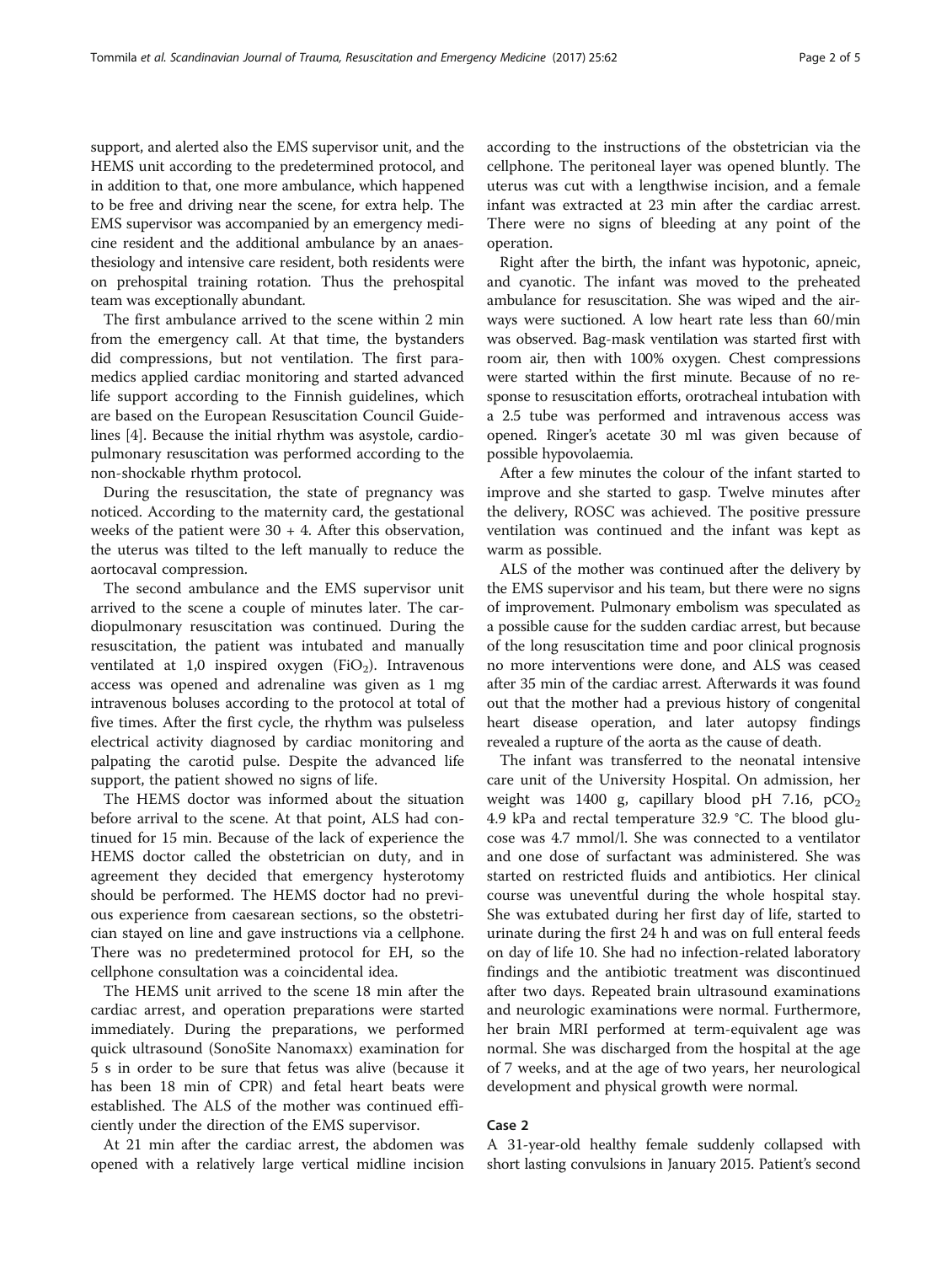support, and alerted also the EMS supervisor unit, and the HEMS unit according to the predetermined protocol, and in addition to that, one more ambulance, which happened to be free and driving near the scene, for extra help. The EMS supervisor was accompanied by an emergency medicine resident and the additional ambulance by an anaesthesiology and intensive care resident, both residents were on prehospital training rotation. Thus the prehospital team was exceptionally abundant.

The first ambulance arrived to the scene within 2 min from the emergency call. At that time, the bystanders did compressions, but not ventilation. The first paramedics applied cardiac monitoring and started advanced life support according to the Finnish guidelines, which are based on the European Resuscitation Council Guidelines [4]. Because the initial rhythm was asystole, cardiopulmonary resuscitation was performed according to the non-shockable rhythm protocol.

During the resuscitation, the state of pregnancy was noticed. According to the maternity card, the gestational weeks of the patient were 30 + 4. After this observation, the uterus was tilted to the left manually to reduce the aortocaval compression.

The second ambulance and the EMS supervisor unit arrived to the scene a couple of minutes later. The cardiopulmonary resuscitation was continued. During the resuscitation, the patient was intubated and manually ventilated at 1,0 inspired oxygen ($FiO_2$). Intravenous access was opened and adrenaline was given as 1 mg intravenous boluses according to the protocol at total of five times. After the first cycle, the rhythm was pulseless electrical activity diagnosed by cardiac monitoring and palpating the carotid pulse. Despite the advanced life support, the patient showed no signs of life.

The HEMS doctor was informed about the situation before arrival to the scene. At that point, ALS had continued for 15 min. Because of the lack of experience the HEMS doctor called the obstetrician on duty, and in agreement they decided that emergency hysterotomy should be performed. The HEMS doctor had no previous experience from caesarean sections, so the obstetrician stayed on line and gave instructions via a cellphone. There was no predetermined protocol for EH, so the cellphone consultation was a coincidental idea.

The HEMS unit arrived to the scene 18 min after the cardiac arrest, and operation preparations were started immediately. During the preparations, we performed quick ultrasound (SonoSite Nanomaxx) examination for 5 s in order to be sure that fetus was alive (because it has been 18 min of CPR) and fetal heart beats were established. The ALS of the mother was continued efficiently under the direction of the EMS supervisor.

At 21 min after the cardiac arrest, the abdomen was opened with a relatively large vertical midline incision according to the instructions of the obstetrician via the cellphone. The peritoneal layer was opened bluntly. The uterus was cut with a lengthwise incision, and a female infant was extracted at 23 min after the cardiac arrest. There were no signs of bleeding at any point of the operation.

Right after the birth, the infant was hypotonic, apneic, and cyanotic. The infant was moved to the preheated ambulance for resuscitation. She was wiped and the airways were suctioned. A low heart rate less than 60/min was observed. Bag-mask ventilation was started first with room air, then with 100% oxygen. Chest compressions were started within the first minute. Because of no response to resuscitation efforts, orotracheal intubation with a 2.5 tube was performed and intravenous access was opened. Ringer's acetate 30 ml was given because of possible hypovolaemia.

After a few minutes the colour of the infant started to improve and she started to gasp. Twelve minutes after the delivery, ROSC was achieved. The positive pressure ventilation was continued and the infant was kept as warm as possible.

ALS of the mother was continued after the delivery by the EMS supervisor and his team, but there were no signs of improvement. Pulmonary embolism was speculated as a possible cause for the sudden cardiac arrest, but because of the long resuscitation time and poor clinical prognosis no more interventions were done, and ALS was ceased after 35 min of the cardiac arrest. Afterwards it was found out that the mother had a previous history of congenital heart disease operation, and later autopsy findings revealed a rupture of the aorta as the cause of death.

The infant was transferred to the neonatal intensive care unit of the University Hospital. On admission, her weight was 1400 g, capillary blood pH 7.16, $pCO_2$ 4.9 kPa and rectal temperature 32.9 °C. The blood glucose was 4.7 mmol/l. She was connected to a ventilator and one dose of surfactant was administered. She was started on restricted fluids and antibiotics. Her clinical course was uneventful during the whole hospital stay. She was extubated during her first day of life, started to urinate during the first 24 h and was on full enteral feeds on day of life 10. She had no infection-related laboratory findings and the antibiotic treatment was discontinued after two days. Repeated brain ultrasound examinations and neurologic examinations were normal. Furthermore, her brain MRI performed at term-equivalent age was normal. She was discharged from the hospital at the age of 7 weeks, and at the age of two years, her neurological development and physical growth were normal.

### Case 2

A 31-year-old healthy female suddenly collapsed with short lasting convulsions in January 2015. Patient's second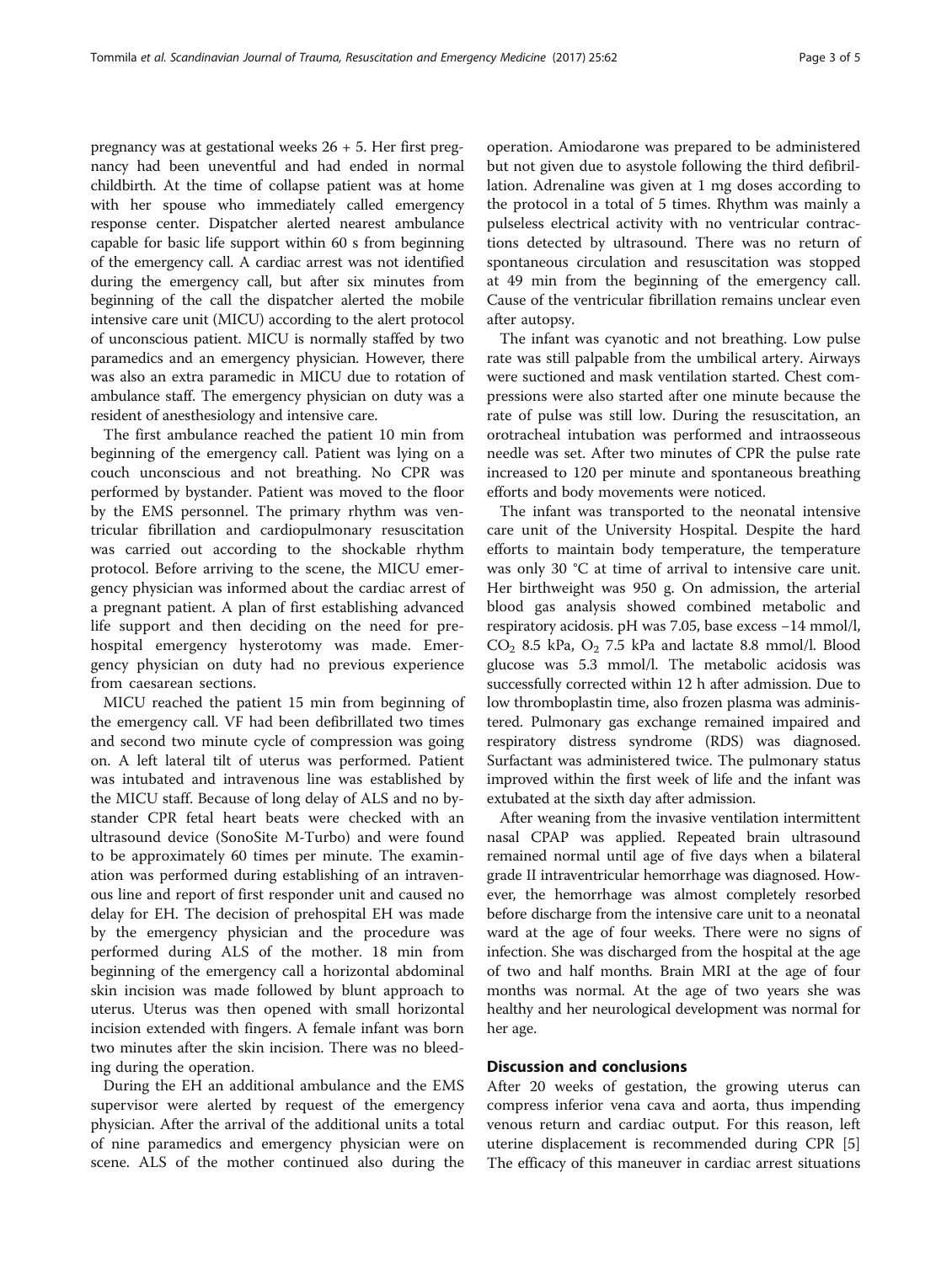pregnancy was at gestational weeks 26 + 5. Her first pregnancy had been uneventful and had ended in normal childbirth. At the time of collapse patient was at home with her spouse who immediately called emergency response center. Dispatcher alerted nearest ambulance capable for basic life support within 60 s from beginning of the emergency call. A cardiac arrest was not identified during the emergency call, but after six minutes from beginning of the call the dispatcher alerted the mobile intensive care unit (MICU) according to the alert protocol of unconscious patient. MICU is normally staffed by two paramedics and an emergency physician. However, there was also an extra paramedic in MICU due to rotation of ambulance staff. The emergency physician on duty was a resident of anesthesiology and intensive care.

The first ambulance reached the patient 10 min from beginning of the emergency call. Patient was lying on a couch unconscious and not breathing. No CPR was performed by bystander. Patient was moved to the floor by the EMS personnel. The primary rhythm was ventricular fibrillation and cardiopulmonary resuscitation was carried out according to the shockable rhythm protocol. Before arriving to the scene, the MICU emergency physician was informed about the cardiac arrest of a pregnant patient. A plan of first establishing advanced life support and then deciding on the need for prehospital emergency hysterotomy was made. Emergency physician on duty had no previous experience from caesarean sections.

MICU reached the patient 15 min from beginning of the emergency call. VF had been defibrillated two times and second two minute cycle of compression was going on. A left lateral tilt of uterus was performed. Patient was intubated and intravenous line was established by the MICU staff. Because of long delay of ALS and no bystander CPR fetal heart beats were checked with an ultrasound device (SonoSite M-Turbo) and were found to be approximately 60 times per minute. The examination was performed during establishing of an intravenous line and report of first responder unit and caused no delay for EH. The decision of prehospital EH was made by the emergency physician and the procedure was performed during ALS of the mother. 18 min from beginning of the emergency call a horizontal abdominal skin incision was made followed by blunt approach to uterus. Uterus was then opened with small horizontal incision extended with fingers. A female infant was born two minutes after the skin incision. There was no bleeding during the operation.

During the EH an additional ambulance and the EMS supervisor were alerted by request of the emergency physician. After the arrival of the additional units a total of nine paramedics and emergency physician were on scene. ALS of the mother continued also during the operation. Amiodarone was prepared to be administered but not given due to asystole following the third defibrillation. Adrenaline was given at 1 mg doses according to the protocol in a total of 5 times. Rhythm was mainly a pulseless electrical activity with no ventricular contractions detected by ultrasound. There was no return of spontaneous circulation and resuscitation was stopped at 49 min from the beginning of the emergency call. Cause of the ventricular fibrillation remains unclear even after autopsy.

The infant was cyanotic and not breathing. Low pulse rate was still palpable from the umbilical artery. Airways were suctioned and mask ventilation started. Chest compressions were also started after one minute because the rate of pulse was still low. During the resuscitation, an orotracheal intubation was performed and intraosseous needle was set. After two minutes of CPR the pulse rate increased to 120 per minute and spontaneous breathing efforts and body movements were noticed.

The infant was transported to the neonatal intensive care unit of the University Hospital. Despite the hard efforts to maintain body temperature, the temperature was only 30 °C at time of arrival to intensive care unit. Her birthweight was 950 g. On admission, the arterial blood gas analysis showed combined metabolic and respiratory acidosis. pH was 7.05, base excess −14 mmol/l, $CO_2$ 8.5 kPa, $O_2$ 7.5 kPa and lactate 8.8 mmol/l. Blood glucose was 5.3 mmol/l. The metabolic acidosis was successfully corrected within 12 h after admission. Due to low thromboplastin time, also frozen plasma was administered. Pulmonary gas exchange remained impaired and respiratory distress syndrome (RDS) was diagnosed. Surfactant was administered twice. The pulmonary status improved within the first week of life and the infant was extubated at the sixth day after admission.

After weaning from the invasive ventilation intermittent nasal CPAP was applied. Repeated brain ultrasound remained normal until age of five days when a bilateral grade II intraventricular hemorrhage was diagnosed. However, the hemorrhage was almost completely resorbed before discharge from the intensive care unit to a neonatal ward at the age of four weeks. There were no signs of infection. She was discharged from the hospital at the age of two and half months. Brain MRI at the age of four months was normal. At the age of two years she was healthy and her neurological development was normal for her age.

## Discussion and conclusions

After 20 weeks of gestation, the growing uterus can compress inferior vena cava and aorta, thus impending venous return and cardiac output. For this reason, left uterine displacement is recommended during CPR [5] The efficacy of this maneuver in cardiac arrest situations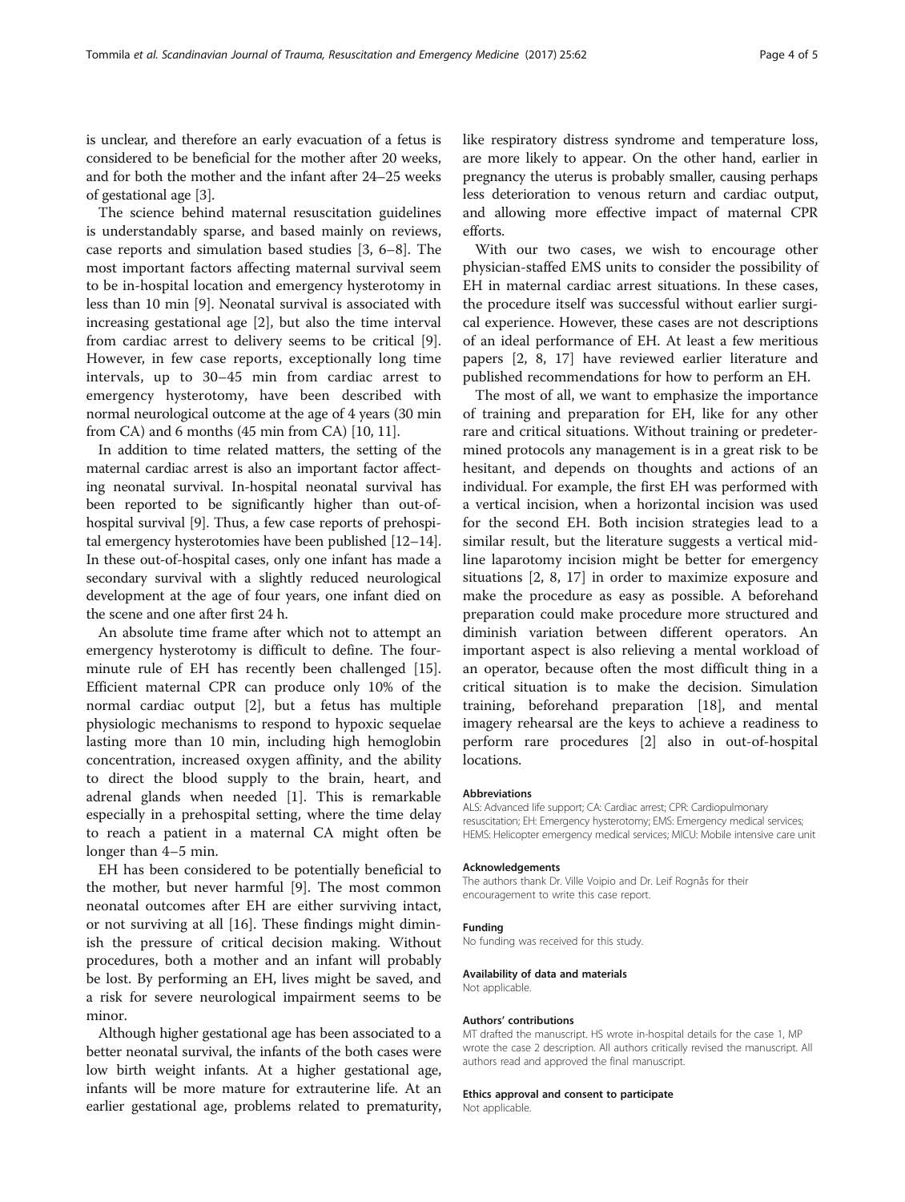is unclear, and therefore an early evacuation of a fetus is considered to be beneficial for the mother after 20 weeks, and for both the mother and the infant after 24–25 weeks of gestational age [3].

The science behind maternal resuscitation guidelines is understandably sparse, and based mainly on reviews, case reports and simulation based studies [3, 6–8]. The most important factors affecting maternal survival seem to be in-hospital location and emergency hysterotomy in less than 10 min [9]. Neonatal survival is associated with increasing gestational age [2], but also the time interval from cardiac arrest to delivery seems to be critical [9]. However, in few case reports, exceptionally long time intervals, up to 30–45 min from cardiac arrest to emergency hysterotomy, have been described with normal neurological outcome at the age of 4 years (30 min from CA) and 6 months (45 min from CA) [10, 11].

In addition to time related matters, the setting of the maternal cardiac arrest is also an important factor affecting neonatal survival. In-hospital neonatal survival has been reported to be significantly higher than out-of-hospital survival [9]. Thus, a few case reports of prehospital emergency hysterotomies have been published [12–14]. In these out-of-hospital cases, only one infant has made a secondary survival with a slightly reduced neurological development at the age of four years, one infant died on the scene and one after first 24 h.

An absolute time frame after which not to attempt an emergency hysterotomy is difficult to define. The four-minute rule of EH has recently been challenged [15]. Efficient maternal CPR can produce only 10% of the normal cardiac output [2], but a fetus has multiple physiologic mechanisms to respond to hypoxic sequelae lasting more than 10 min, including high hemoglobin concentration, increased oxygen affinity, and the ability to direct the blood supply to the brain, heart, and adrenal glands when needed [1]. This is remarkable especially in a prehospital setting, where the time delay to reach a patient in a maternal CA might often be longer than 4–5 min.

EH has been considered to be potentially beneficial to the mother, but never harmful [9]. The most common neonatal outcomes after EH are either surviving intact, or not surviving at all [16]. These findings might diminish the pressure of critical decision making. Without procedures, both a mother and an infant will probably be lost. By performing an EH, lives might be saved, and a risk for severe neurological impairment seems to be minor.

Although higher gestational age has been associated to a better neonatal survival, the infants of the both cases were low birth weight infants. At a higher gestational age, infants will be more mature for extrauterine life. At an earlier gestational age, problems related to prematurity, like respiratory distress syndrome and temperature loss, are more likely to appear. On the other hand, earlier in pregnancy the uterus is probably smaller, causing perhaps less deterioration to venous return and cardiac output, and allowing more effective impact of maternal CPR efforts.

With our two cases, we wish to encourage other physician-staffed EMS units to consider the possibility of EH in maternal cardiac arrest situations. In these cases, the procedure itself was successful without earlier surgical experience. However, these cases are not descriptions of an ideal performance of EH. At least a few meritious papers [2, 8, 17] have reviewed earlier literature and published recommendations for how to perform an EH.

The most of all, we want to emphasize the importance of training and preparation for EH, like for any other rare and critical situations. Without training or predetermined protocols any management is in a great risk to be hesitant, and depends on thoughts and actions of an individual. For example, the first EH was performed with a vertical incision, when a horizontal incision was used for the second EH. Both incision strategies lead to a similar result, but the literature suggests a vertical midline laparotomy incision might be better for emergency situations [2, 8, 17] in order to maximize exposure and make the procedure as easy as possible. A beforehand preparation could make procedure more structured and diminish variation between different operators. An important aspect is also relieving a mental workload of an operator, because often the most difficult thing in a critical situation is to make the decision. Simulation training, beforehand preparation [18], and mental imagery rehearsal are the keys to achieve a readiness to perform rare procedures [2] also in out-of-hospital locations.

#### Abbreviations
ALS: Advanced life support; CA: Cardiac arrest; CPR: Cardiopulmonary resuscitation; EH: Emergency hysterotomy; EMS: Emergency medical services; HEMS: Helicopter emergency medical services; MICU: Mobile intensive care unit

#### Acknowledgements
The authors thank Dr. Ville Voipio and Dr. Leif Rognås for their encouragement to write this case report.

#### Funding
No funding was received for this study.

#### Availability of data and materials
Not applicable.

#### Authors' contributions
MT drafted the manuscript. HS wrote in-hospital details for the case 1, MP wrote the case 2 description. All authors critically revised the manuscript. All authors read and approved the final manuscript.

#### Ethics approval and consent to participate
Not applicable.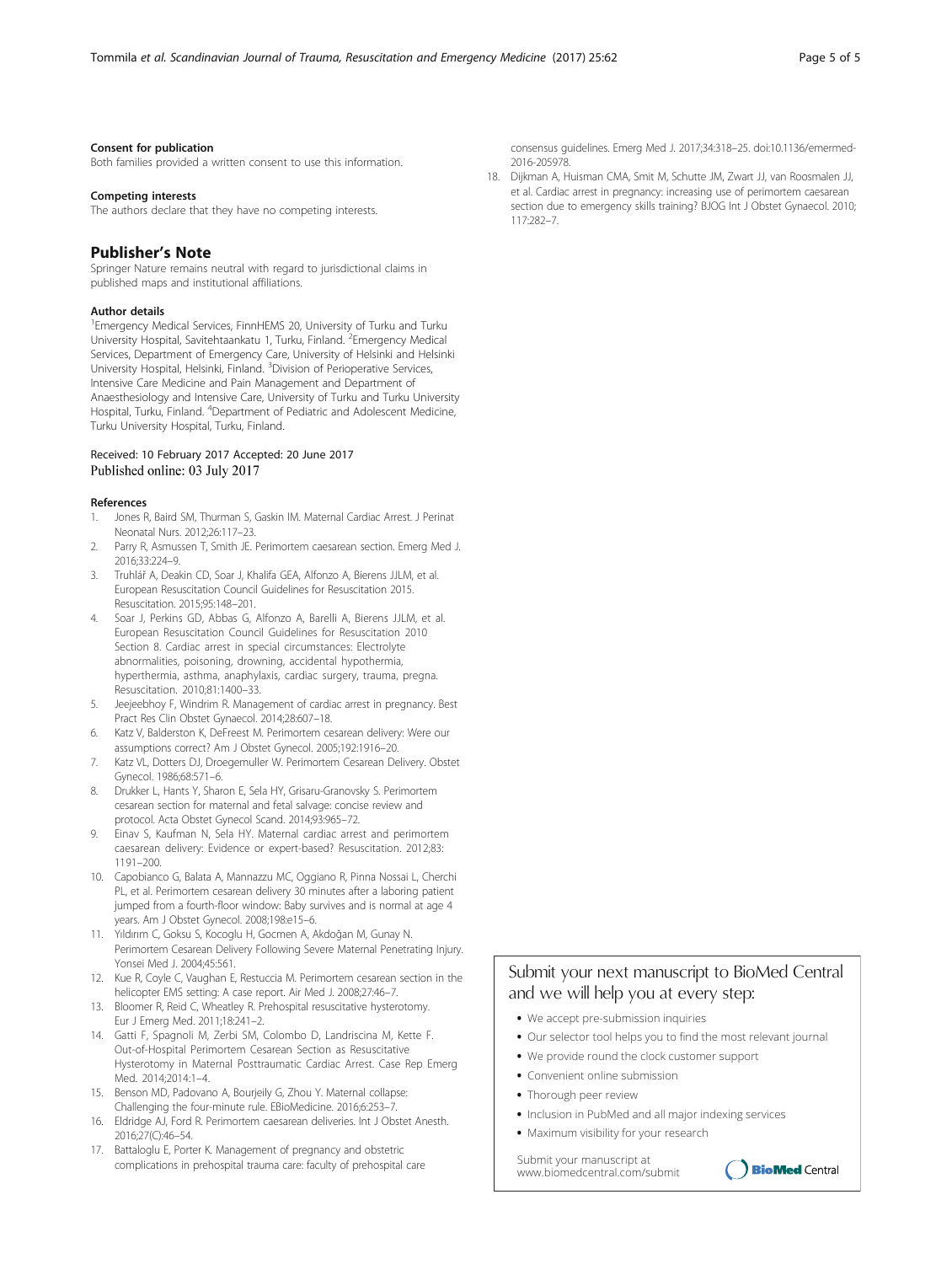#### Consent for publication

Both families provided a written consent to use this information.

#### Competing interests

The authors declare that they have no competing interests.

## Publisher's Note

Springer Nature remains neutral with regard to jurisdictional claims in published maps and institutional affiliations.

#### Author details

[1]Emergency Medical Services, FinnHEMS 20, University of Turku and Turku University Hospital, Savitehtaankatu 1, Turku, Finland. [2]Emergency Medical Services, Department of Emergency Care, University of Helsinki and Helsinki University Hospital, Helsinki, Finland. [3]Division of Perioperative Services, Intensive Care Medicine and Pain Management and Department of Anaesthesiology and Intensive Care, University of Turku and Turku University Hospital, Turku, Finland. [4]Department of Pediatric and Adolescent Medicine, Turku University Hospital, Turku, Finland.

Received: 10 February 2017 Accepted: 20 June 2017
Published online: 03 July 2017

#### References

1. Jones R, Baird SM, Thurman S, Gaskin IM. Maternal Cardiac Arrest. J Perinat Neonatal Nurs. 2012;26:117–23.
2. Parry R, Asmussen T, Smith JE. Perimortem caesarean section. Emerg Med J. 2016;33:224–9.
3. Truhlář A, Deakin CD, Soar J, Khalifa GEA, Alfonzo A, Bierens JJLM, et al. European Resuscitation Council Guidelines for Resuscitation 2015. Resuscitation. 2015;95:148–201.
4. Soar J, Perkins GD, Abbas G, Alfonzo A, Barelli A, Bierens JJLM, et al. European Resuscitation Council Guidelines for Resuscitation 2010 Section 8. Cardiac arrest in special circumstances: Electrolyte abnormalities, poisoning, drowning, accidental hypothermia, hyperthermia, asthma, anaphylaxis, cardiac surgery, trauma, pregna. Resuscitation. 2010;81:1400–33.
5. Jeejeebhoy F, Windrim R. Management of cardiac arrest in pregnancy. Best Pract Res Clin Obstet Gynaecol. 2014;28:607–18.
6. Katz V, Balderston K, DeFreest M. Perimortem cesarean delivery: Were our assumptions correct? Am J Obstet Gynecol. 2005;192:1916–20.
7. Katz VL, Dotters DJ, Droegemuller W. Perimortem Cesarean Delivery. Obstet Gynecol. 1986;68:571–6.
8. Drukker L, Hants Y, Sharon E, Sela HY, Grisaru-Granovsky S. Perimortem cesarean section for maternal and fetal salvage: concise review and protocol. Acta Obstet Gynecol Scand. 2014;93:965–72.
9. Einav S, Kaufman N, Sela HY. Maternal cardiac arrest and perimortem caesarean delivery: Evidence or expert-based? Resuscitation. 2012;83:1191–200.
10. Capobianco G, Balata A, Mannazzu MC, Oggiano R, Pinna Nossai L, Cherchi PL, et al. Perimortem cesarean delivery 30 minutes after a laboring patient jumped from a fourth-floor window: Baby survives and is normal at age 4 years. Am J Obstet Gynecol. 2008;198:e15–6.
11. Yıldırım C, Goksu S, Kocoglu H, Gocmen A, Akdoğan M, Gunay N. Perimortem Cesarean Delivery Following Severe Maternal Penetrating Injury. Yonsei Med J. 2004;45:561.
12. Kue R, Coyle C, Vaughan E, Restuccia M. Perimortem cesarean section in the helicopter EMS setting: A case report. Air Med J. 2008;27:46–7.
13. Bloomer R, Reid C, Wheatley R. Prehospital resuscitative hysterotomy. Eur J Emerg Med. 2011;18:241–2.
14. Gatti F, Spagnoli M, Zerbi SM, Colombo D, Landriscina M, Kette F. Out-of-Hospital Perimortem Cesarean Section as Resuscitative Hysterotomy in Maternal Posttraumatic Cardiac Arrest. Case Rep Emerg Med. 2014;2014:1–4.
15. Benson MD, Padovano A, Bourjeily G, Zhou Y. Maternal collapse: Challenging the four-minute rule. EBioMedicine. 2016;6:253–7.
16. Eldridge AJ, Ford R. Perimortem caesarean deliveries. Int J Obstet Anesth. 2016;27(C):46–54.
17. Battaloglu E, Porter K. Management of pregnancy and obstetric complications in prehospital trauma care: faculty of prehospital care consensus guidelines. Emerg Med J. 2017;34:318–25. doi:10.1136/emermed-2016-205978.
18. Dijkman A, Huisman CMA, Smit M, Schutte JM, Zwart JJ, van Roosmalen JJ, et al. Cardiac arrest in pregnancy: increasing use of perimortem caesarean section due to emergency skills training? BJOG Int J Obstet Gynaecol. 2010;117:282–7.

Submit your next manuscript to BioMed Central and we will help you at every step:

- We accept pre-submission inquiries
- Our selector tool helps you to find the most relevant journal
- We provide round the clock customer support
- Convenient online submission
- Thorough peer review
- Inclusion in PubMed and all major indexing services
- Maximum visibility for your research

Submit your manuscript at
www.biomedcentral.com/submit

BioMed Central